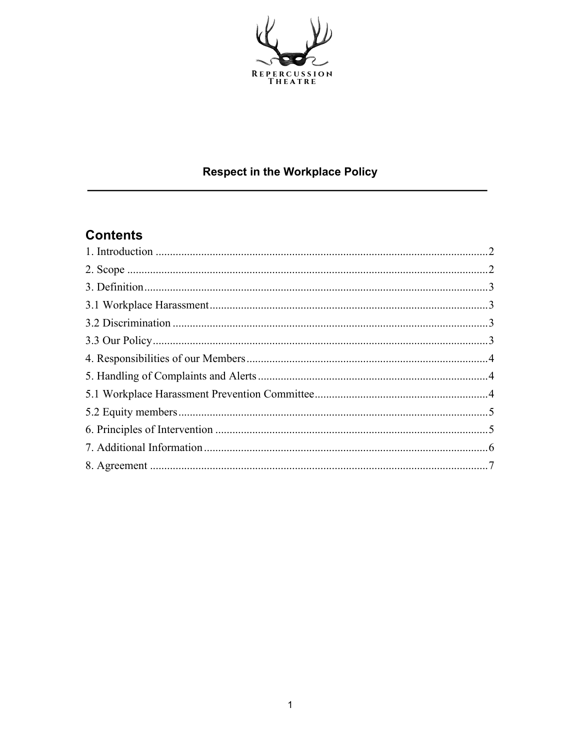Repercussion Theatre

# Respect in the Workplace Policy

## Contents

1. Introduction ........ 2
2. Scope ........ 2
3. Definition ........ 3
3.1 Workplace Harassment ........ 3
3.2 Discrimination ........ 3
3.3 Our Policy ........ 3
4. Responsibilities of our Members ........ 4
5. Handling of Complaints and Alerts ........ 4
5.1 Workplace Harassment Prevention Committee ........ 4
5.2 Equity members ........ 5
6. Principles of Intervention ........ 5
7. Additional Information ........ 6
8. Agreement ........ 7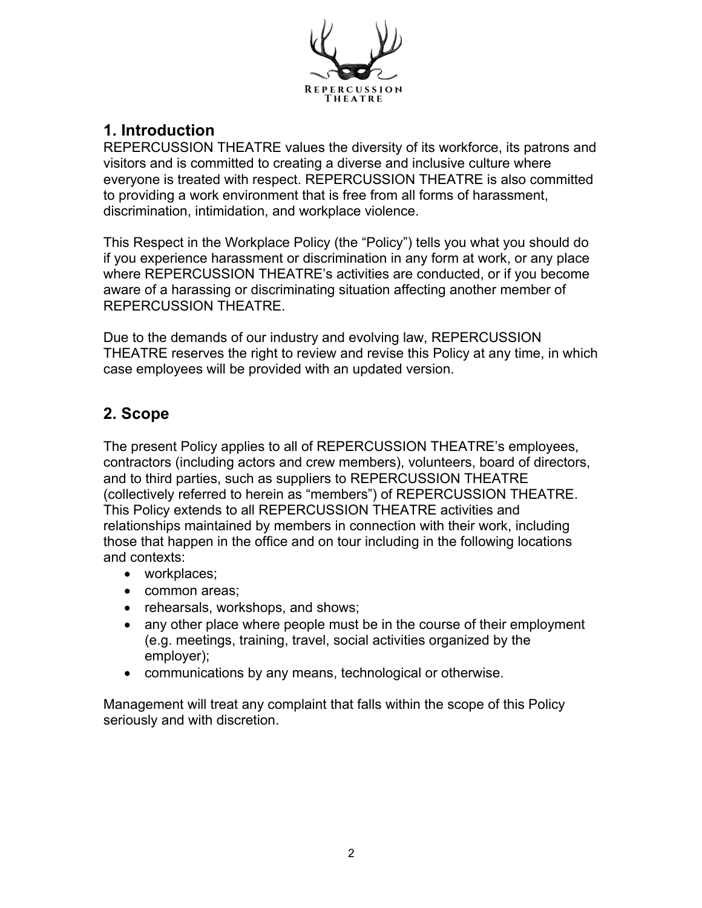## 1. Introduction

REPERCUSSION THEATRE values the diversity of its workforce, its patrons and visitors and is committed to creating a diverse and inclusive culture where everyone is treated with respect. REPERCUSSION THEATRE is also committed to providing a work environment that is free from all forms of harassment, discrimination, intimidation, and workplace violence.

This Respect in the Workplace Policy (the "Policy") tells you what you should do if you experience harassment or discrimination in any form at work, or any place where REPERCUSSION THEATRE's activities are conducted, or if you become aware of a harassing or discriminating situation affecting another member of REPERCUSSION THEATRE.

Due to the demands of our industry and evolving law, REPERCUSSION THEATRE reserves the right to review and revise this Policy at any time, in which case employees will be provided with an updated version.

## 2. Scope

The present Policy applies to all of REPERCUSSION THEATRE's employees, contractors (including actors and crew members), volunteers, board of directors, and to third parties, such as suppliers to REPERCUSSION THEATRE (collectively referred to herein as "members") of REPERCUSSION THEATRE. This Policy extends to all REPERCUSSION THEATRE activities and relationships maintained by members in connection with their work, including those that happen in the office and on tour including in the following locations and contexts:

- workplaces;
- common areas;
- rehearsals, workshops, and shows;
- any other place where people must be in the course of their employment (e.g. meetings, training, travel, social activities organized by the employer);
- communications by any means, technological or otherwise.

Management will treat any complaint that falls within the scope of this Policy seriously and with discretion.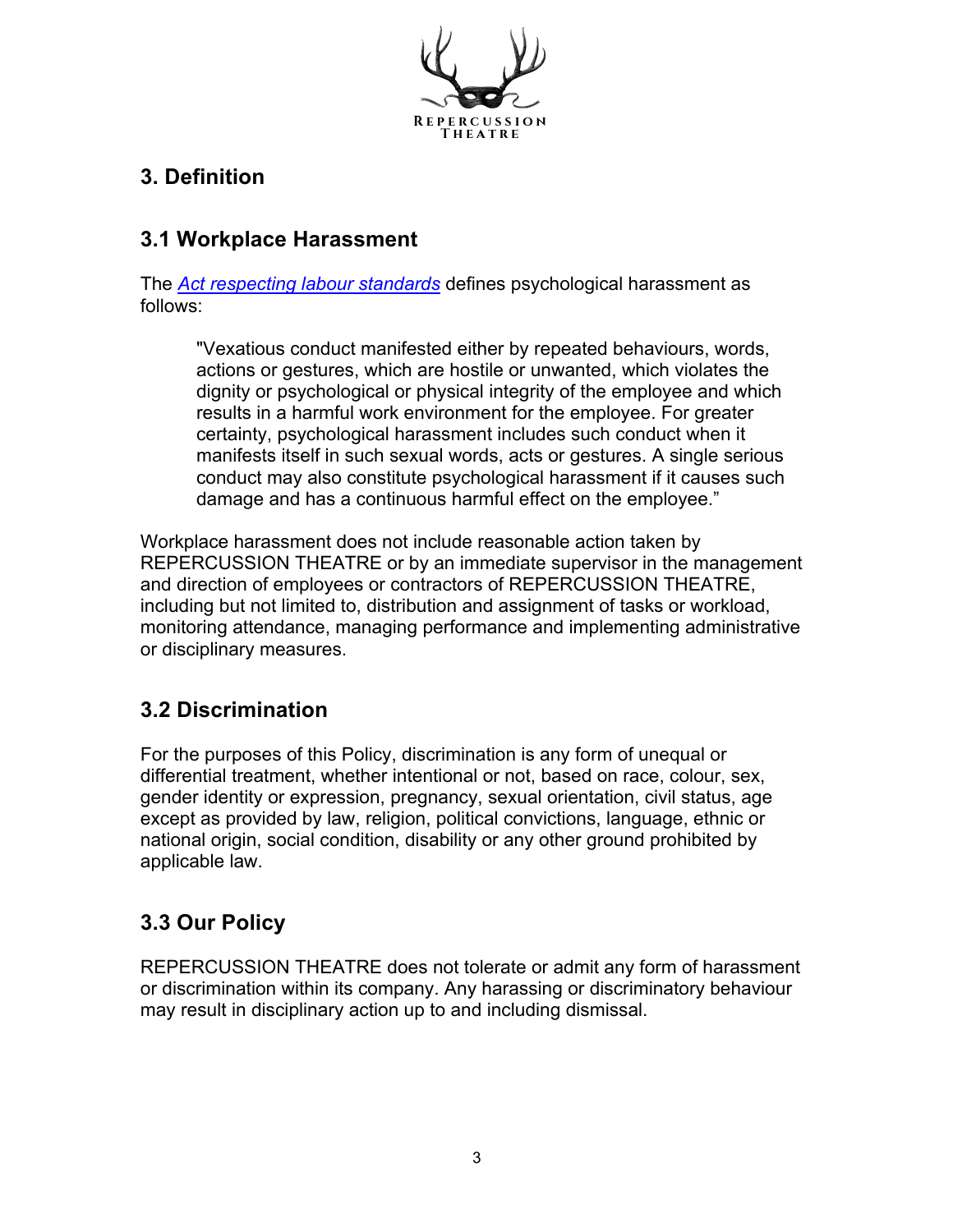## 3. Definition

### 3.1 Workplace Harassment

The *Act respecting labour standards* defines psychological harassment as follows:

> "Vexatious conduct manifested either by repeated behaviours, words, actions or gestures, which are hostile or unwanted, which violates the dignity or psychological or physical integrity of the employee and which results in a harmful work environment for the employee. For greater certainty, psychological harassment includes such conduct when it manifests itself in such sexual words, acts or gestures. A single serious conduct may also constitute psychological harassment if it causes such damage and has a continuous harmful effect on the employee."

Workplace harassment does not include reasonable action taken by REPERCUSSION THEATRE or by an immediate supervisor in the management and direction of employees or contractors of REPERCUSSION THEATRE, including but not limited to, distribution and assignment of tasks or workload, monitoring attendance, managing performance and implementing administrative or disciplinary measures.

### 3.2 Discrimination

For the purposes of this Policy, discrimination is any form of unequal or differential treatment, whether intentional or not, based on race, colour, sex, gender identity or expression, pregnancy, sexual orientation, civil status, age except as provided by law, religion, political convictions, language, ethnic or national origin, social condition, disability or any other ground prohibited by applicable law.

### 3.3 Our Policy

REPERCUSSION THEATRE does not tolerate or admit any form of harassment or discrimination within its company. Any harassing or discriminatory behaviour may result in disciplinary action up to and including dismissal.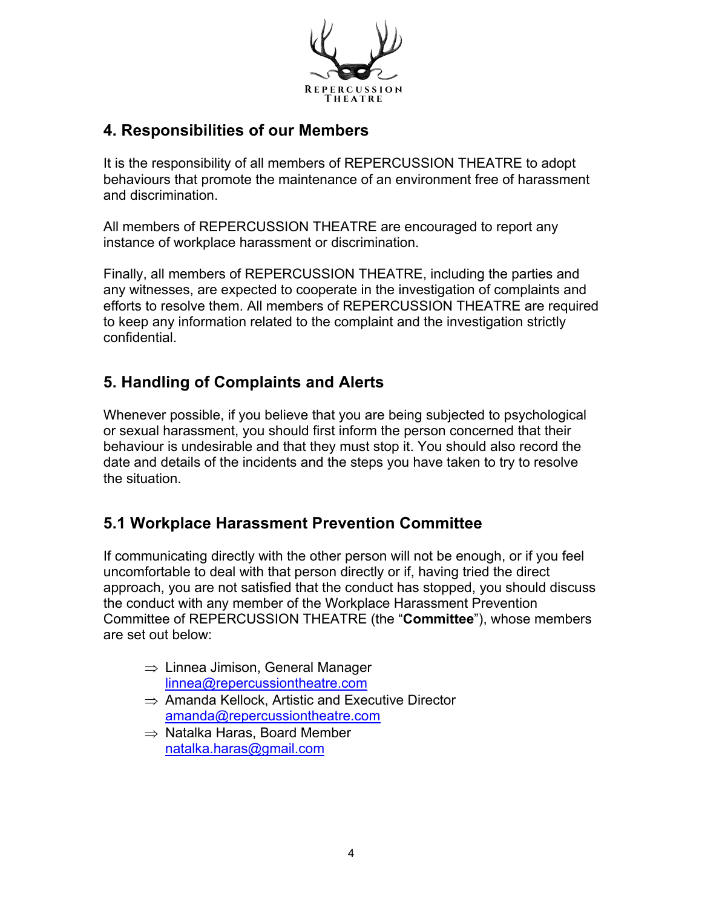## 4. Responsibilities of our Members

It is the responsibility of all members of REPERCUSSION THEATRE to adopt behaviours that promote the maintenance of an environment free of harassment and discrimination.

All members of REPERCUSSION THEATRE are encouraged to report any instance of workplace harassment or discrimination.

Finally, all members of REPERCUSSION THEATRE, including the parties and any witnesses, are expected to cooperate in the investigation of complaints and efforts to resolve them. All members of REPERCUSSION THEATRE are required to keep any information related to the complaint and the investigation strictly confidential.

## 5. Handling of Complaints and Alerts

Whenever possible, if you believe that you are being subjected to psychological or sexual harassment, you should first inform the person concerned that their behaviour is undesirable and that they must stop it. You should also record the date and details of the incidents and the steps you have taken to try to resolve the situation.

## 5.1 Workplace Harassment Prevention Committee

If communicating directly with the other person will not be enough, or if you feel uncomfortable to deal with that person directly or if, having tried the direct approach, you are not satisfied that the conduct has stopped, you should discuss the conduct with any member of the Workplace Harassment Prevention Committee of REPERCUSSION THEATRE (the "**Committee**"), whose members are set out below:

- ⇒ Linnea Jimison, General Manager
  linnea@repercussiontheatre.com
- ⇒ Amanda Kellock, Artistic and Executive Director
  amanda@repercussiontheatre.com
- ⇒ Natalka Haras, Board Member
  natalka.haras@gmail.com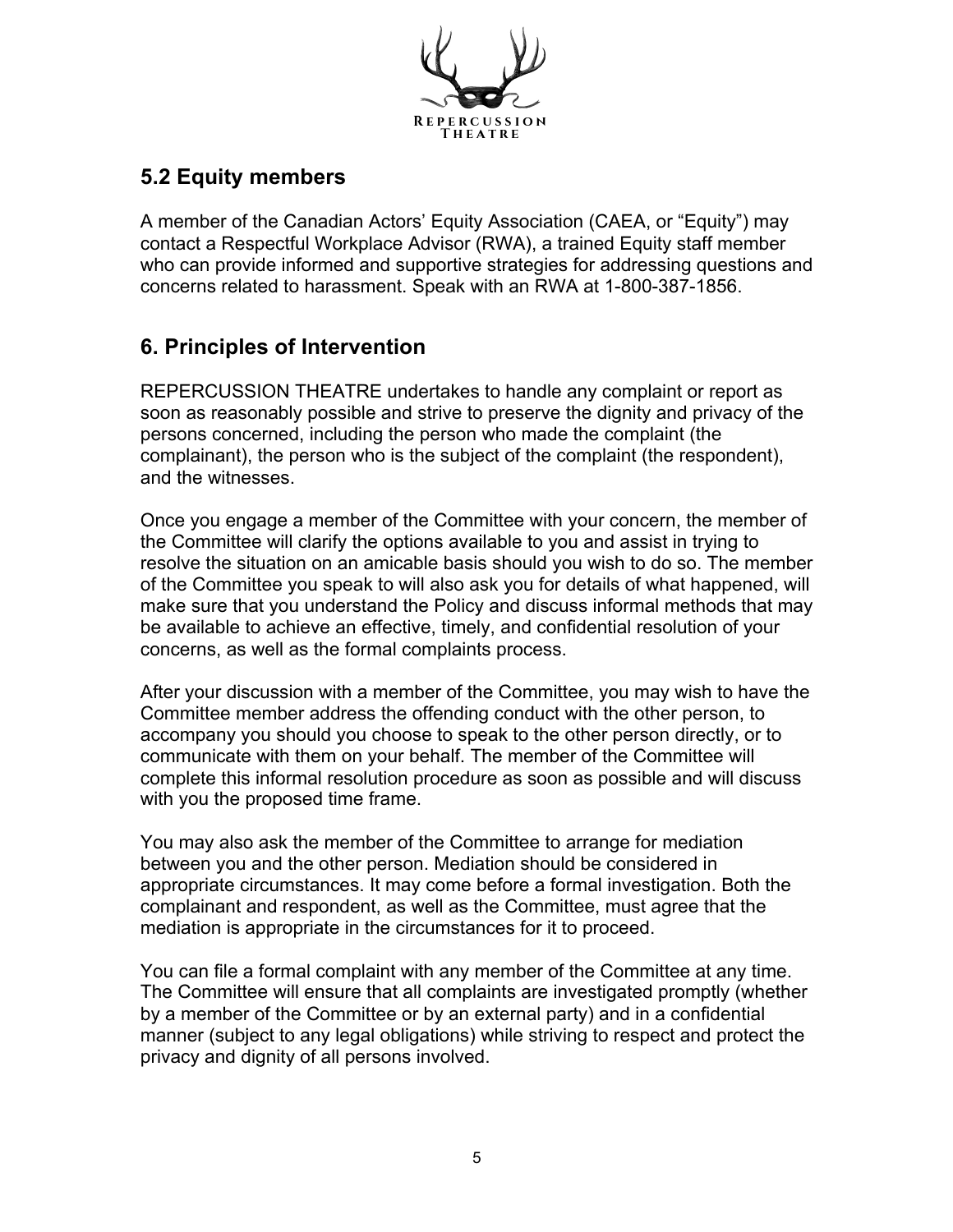## 5.2 Equity members

A member of the Canadian Actors' Equity Association (CAEA, or "Equity") may contact a Respectful Workplace Advisor (RWA), a trained Equity staff member who can provide informed and supportive strategies for addressing questions and concerns related to harassment. Speak with an RWA at 1-800-387-1856.

## 6. Principles of Intervention

REPERCUSSION THEATRE undertakes to handle any complaint or report as soon as reasonably possible and strive to preserve the dignity and privacy of the persons concerned, including the person who made the complaint (the complainant), the person who is the subject of the complaint (the respondent), and the witnesses.

Once you engage a member of the Committee with your concern, the member of the Committee will clarify the options available to you and assist in trying to resolve the situation on an amicable basis should you wish to do so. The member of the Committee you speak to will also ask you for details of what happened, will make sure that you understand the Policy and discuss informal methods that may be available to achieve an effective, timely, and confidential resolution of your concerns, as well as the formal complaints process.

After your discussion with a member of the Committee, you may wish to have the Committee member address the offending conduct with the other person, to accompany you should you choose to speak to the other person directly, or to communicate with them on your behalf. The member of the Committee will complete this informal resolution procedure as soon as possible and will discuss with you the proposed time frame.

You may also ask the member of the Committee to arrange for mediation between you and the other person. Mediation should be considered in appropriate circumstances. It may come before a formal investigation. Both the complainant and respondent, as well as the Committee, must agree that the mediation is appropriate in the circumstances for it to proceed.

You can file a formal complaint with any member of the Committee at any time. The Committee will ensure that all complaints are investigated promptly (whether by a member of the Committee or by an external party) and in a confidential manner (subject to any legal obligations) while striving to respect and protect the privacy and dignity of all persons involved.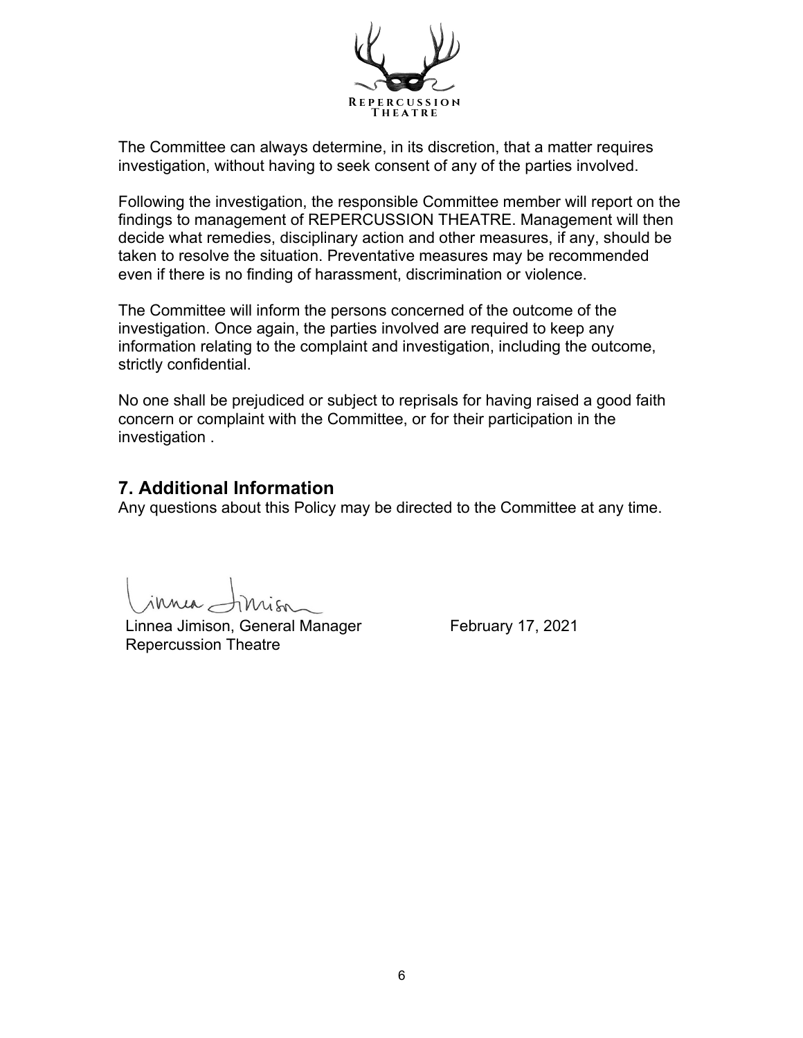The Committee can always determine, in its discretion, that a matter requires investigation, without having to seek consent of any of the parties involved.

Following the investigation, the responsible Committee member will report on the findings to management of REPERCUSSION THEATRE. Management will then decide what remedies, disciplinary action and other measures, if any, should be taken to resolve the situation. Preventative measures may be recommended even if there is no finding of harassment, discrimination or violence.

The Committee will inform the persons concerned of the outcome of the investigation. Once again, the parties involved are required to keep any information relating to the complaint and investigation, including the outcome, strictly confidential.

No one shall be prejudiced or subject to reprisals for having raised a good faith concern or complaint with the Committee, or for their participation in the investigation .

## 7. Additional Information

Any questions about this Policy may be directed to the Committee at any time.

Linnea Jimison, General Manager
Repercussion Theatre

February 17, 2021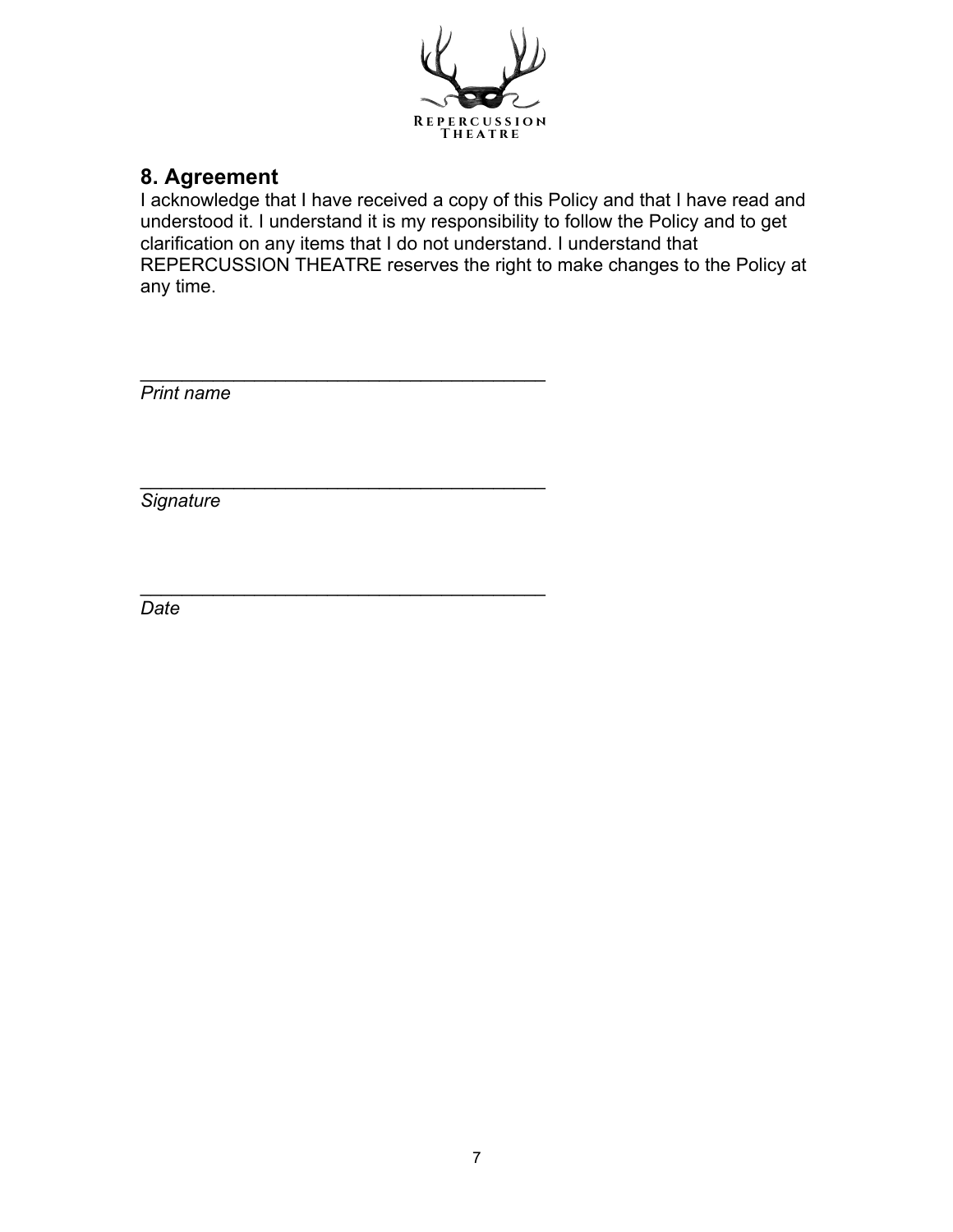## 8. Agreement

I acknowledge that I have received a copy of this Policy and that I have read and understood it. I understand it is my responsibility to follow the Policy and to get clarification on any items that I do not understand. I understand that REPERCUSSION THEATRE reserves the right to make changes to the Policy at any time.

________________________________________
*Print name*

________________________________________
*Signature*

________________________________________
*Date*